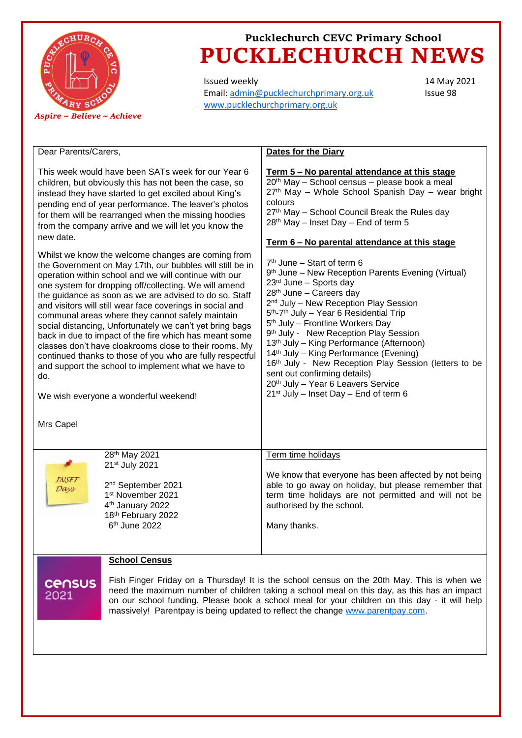Pucklechurch CEVC Primary School

# PUCKLECHURCH NEWS

*Aspire ~ Believe ~ Achieve*

Issued weekly
Email: admin@pucklechurchprimary.org.uk
www.pucklechurchprimary.org.uk

14 May 2021
Issue 98

Dear Parents/Carers,

This week would have been SATs week for our Year 6 children, but obviously this has not been the case, so instead they have started to get excited about King's pending end of year performance. The leaver's photos for them will be rearranged when the missing hoodies from the company arrive and we will let you know the new date.

Whilst we know the welcome changes are coming from the Government on May 17th, our bubbles will still be in operation within school and we will continue with our one system for dropping off/collecting. We will amend the guidance as soon as we are advised to do so. Staff and visitors will still wear face coverings in social and communal areas where they cannot safely maintain social distancing, Unfortunately we can't yet bring bags back in due to impact of the fire which has meant some classes don't have cloakrooms close to their rooms. My continued thanks to those of you who are fully respectful and support the school to implement what we have to do.

We wish everyone a wonderful weekend!

Mrs Capel

## Dates for the Diary

**Term 5 – No parental attendance at this stage**

20th May – School census – please book a meal
27th May – Whole School Spanish Day – wear bright colours
27th May – School Council Break the Rules day
28th May – Inset Day – End of term 5

**Term 6 – No parental attendance at this stage**

7th June – Start of term 6
9th June – New Reception Parents Evening (Virtual)
23rd June – Sports day
28th June – Careers day
2nd July – New Reception Play Session
5th-7th July – Year 6 Residential Trip
5th July – Frontline Workers Day
9th July - New Reception Play Session
13th July – King Performance (Afternoon)
14th July – King Performance (Evening)
16th July - New Reception Play Session (letters to be sent out confirming details)
20th July – Year 6 Leavers Service
21st July – Inset Day – End of term 6

## INSET Days

28th May 2021
21st July 2021

2nd September 2021
1st November 2021
4th January 2022
18th February 2022
6th June 2022

## Term time holidays

We know that everyone has been affected by not being able to go away on holiday, but please remember that term time holidays are not permitted and will not be authorised by the school.

Many thanks.

## School Census

census 2021

Fish Finger Friday on a Thursday! It is the school census on the 20th May. This is when we need the maximum number of children taking a school meal on this day, as this has an impact on our school funding. Please book a school meal for your children on this day - it will help massively! Parentpay is being updated to reflect the change www.parentpay.com.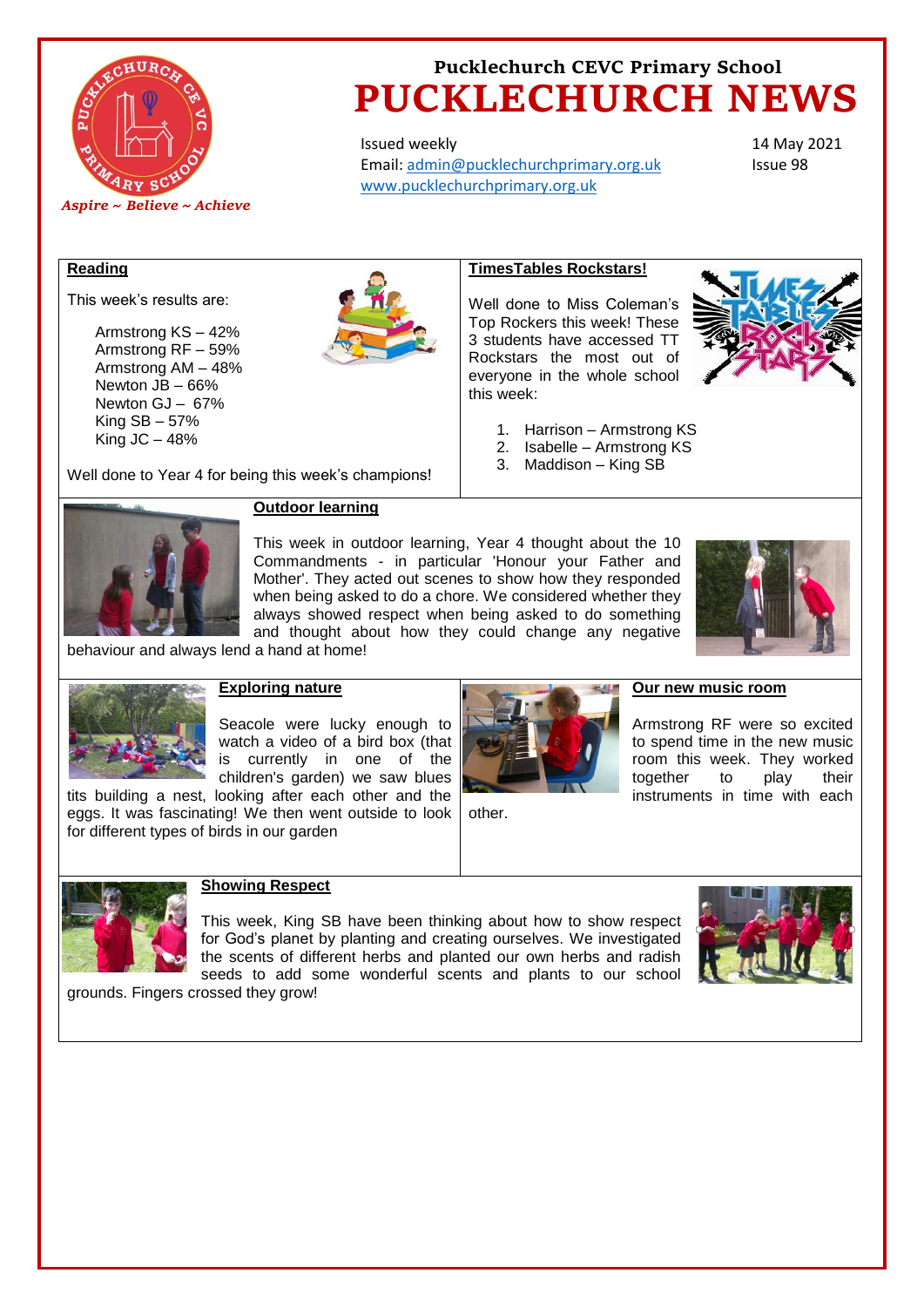Pucklechurch CEVC Primary School

# PUCKLECHURCH NEWS

*Aspire ~ Believe ~ Achieve*

Issued weekly
Email: admin@pucklechurchprimary.org.uk
www.pucklechurchprimary.org.uk

14 May 2021
Issue 98

## Reading

This week's results are:

- Armstrong KS – 42%
- Armstrong RF – 59%
- Armstrong AM – 48%
- Newton JB – 66%
- Newton GJ – 67%
- King SB – 57%
- King JC – 48%

Well done to Year 4 for being this week's champions!

## TimesTables Rockstars!

Well done to Miss Coleman's Top Rockers this week! These 3 students have accessed TT Rockstars the most out of everyone in the whole school this week:

1. Harrison – Armstrong KS
2. Isabelle – Armstrong KS
3. Maddison – King SB

## Outdoor learning

This week in outdoor learning, Year 4 thought about the 10 Commandments - in particular 'Honour your Father and Mother'. They acted out scenes to show how they responded when being asked to do a chore. We considered whether they always showed respect when being asked to do something and thought about how they could change any negative behaviour and always lend a hand at home!

## Exploring nature

Seacole were lucky enough to watch a video of a bird box (that is currently in one of the children's garden) we saw blues tits building a nest, looking after each other and the eggs. It was fascinating! We then went outside to look for different types of birds in our garden

## Our new music room

Armstrong RF were so excited to spend time in the new music room this week. They worked together to play their instruments in time with each other.

## Showing Respect

This week, King SB have been thinking about how to show respect for God's planet by planting and creating ourselves. We investigated the scents of different herbs and planted our own herbs and radish seeds to add some wonderful scents and plants to our school grounds. Fingers crossed they grow!